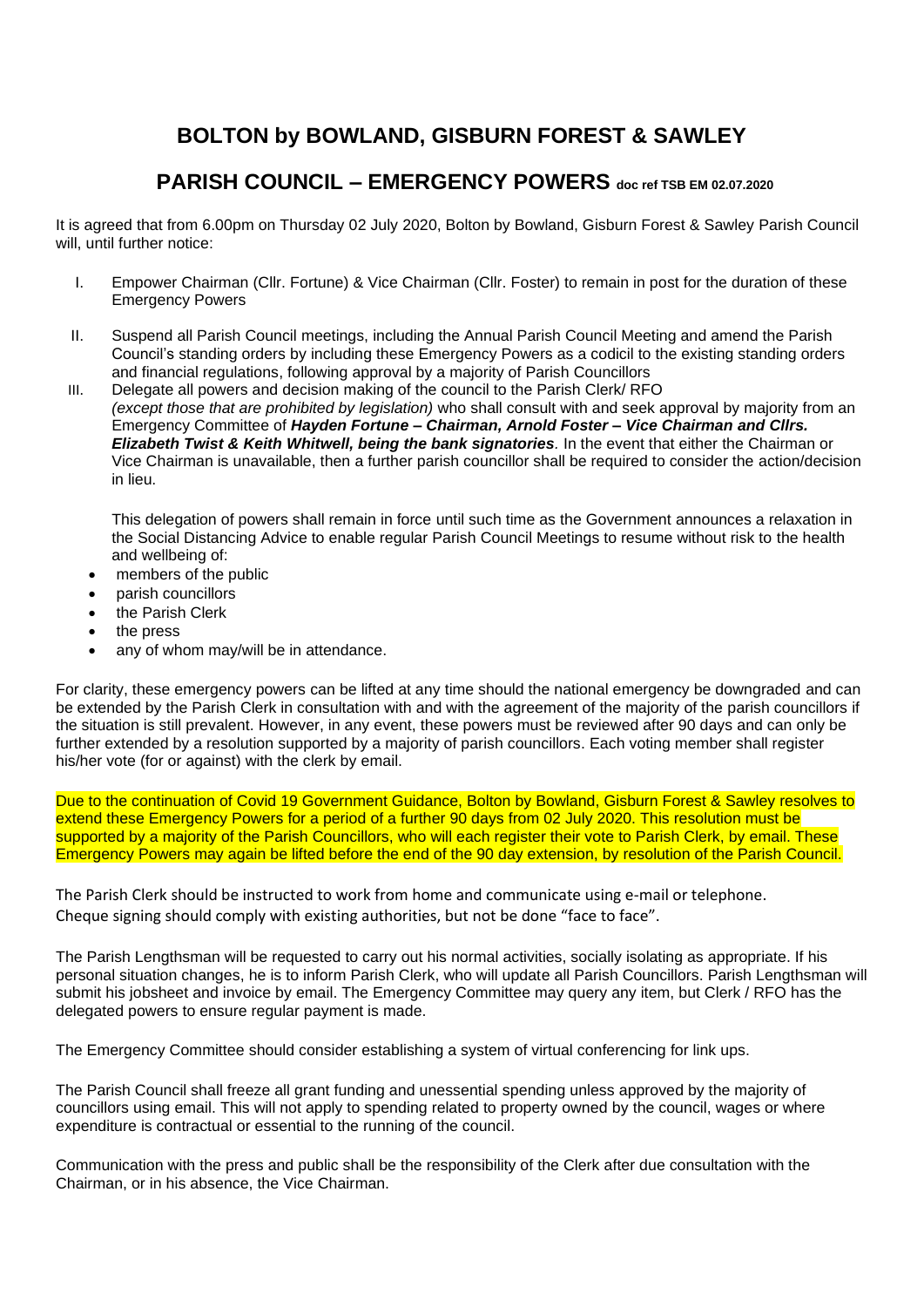# BOLTON by BOWLAND, GISBURN FOREST & SAWLEY

## PARISH COUNCIL – EMERGENCY POWERS doc ref TSB EM 02.07.2020

It is agreed that from 6.00pm on Thursday 02 July 2020, Bolton by Bowland, Gisburn Forest & Sawley Parish Council will, until further notice:

I. Empower Chairman (Cllr. Fortune) & Vice Chairman (Cllr. Foster) to remain in post for the duration of these Emergency Powers

II. Suspend all Parish Council meetings, including the Annual Parish Council Meeting and amend the Parish Council's standing orders by including these Emergency Powers as a codicil to the existing standing orders and financial regulations, following approval by a majority of Parish Councillors

III. Delegate all powers and decision making of the council to the Parish Clerk/ RFO *(except those that are prohibited by legislation)* who shall consult with and seek approval by majority from an Emergency Committee of ***Hayden Fortune – Chairman, Arnold Foster – Vice Chairman and Cllrs. Elizabeth Twist & Keith Whitwell, being the bank signatories***. In the event that either the Chairman or Vice Chairman is unavailable, then a further parish councillor shall be required to consider the action/decision in lieu.

   This delegation of powers shall remain in force until such time as the Government announces a relaxation in the Social Distancing Advice to enable regular Parish Council Meetings to resume without risk to the health and wellbeing of:

- members of the public
- parish councillors
- the Parish Clerk
- the press
- any of whom may/will be in attendance.

For clarity, these emergency powers can be lifted at any time should the national emergency be downgraded and can be extended by the Parish Clerk in consultation with and with the agreement of the majority of the parish councillors if the situation is still prevalent. However, in any event, these powers must be reviewed after 90 days and can only be further extended by a resolution supported by a majority of parish councillors. Each voting member shall register his/her vote (for or against) with the clerk by email.

Due to the continuation of Covid 19 Government Guidance, Bolton by Bowland, Gisburn Forest & Sawley resolves to extend these Emergency Powers for a period of a further 90 days from 02 July 2020. This resolution must be supported by a majority of the Parish Councillors, who will each register their vote to Parish Clerk, by email. These Emergency Powers may again be lifted before the end of the 90 day extension, by resolution of the Parish Council.

The Parish Clerk should be instructed to work from home and communicate using e-mail or telephone. Cheque signing should comply with existing authorities, but not be done "face to face".

The Parish Lengthsman will be requested to carry out his normal activities, socially isolating as appropriate. If his personal situation changes, he is to inform Parish Clerk, who will update all Parish Councillors. Parish Lengthsman will submit his jobsheet and invoice by email. The Emergency Committee may query any item, but Clerk / RFO has the delegated powers to ensure regular payment is made.

The Emergency Committee should consider establishing a system of virtual conferencing for link ups.

The Parish Council shall freeze all grant funding and unessential spending unless approved by the majority of councillors using email. This will not apply to spending related to property owned by the council, wages or where expenditure is contractual or essential to the running of the council.

Communication with the press and public shall be the responsibility of the Clerk after due consultation with the Chairman, or in his absence, the Vice Chairman.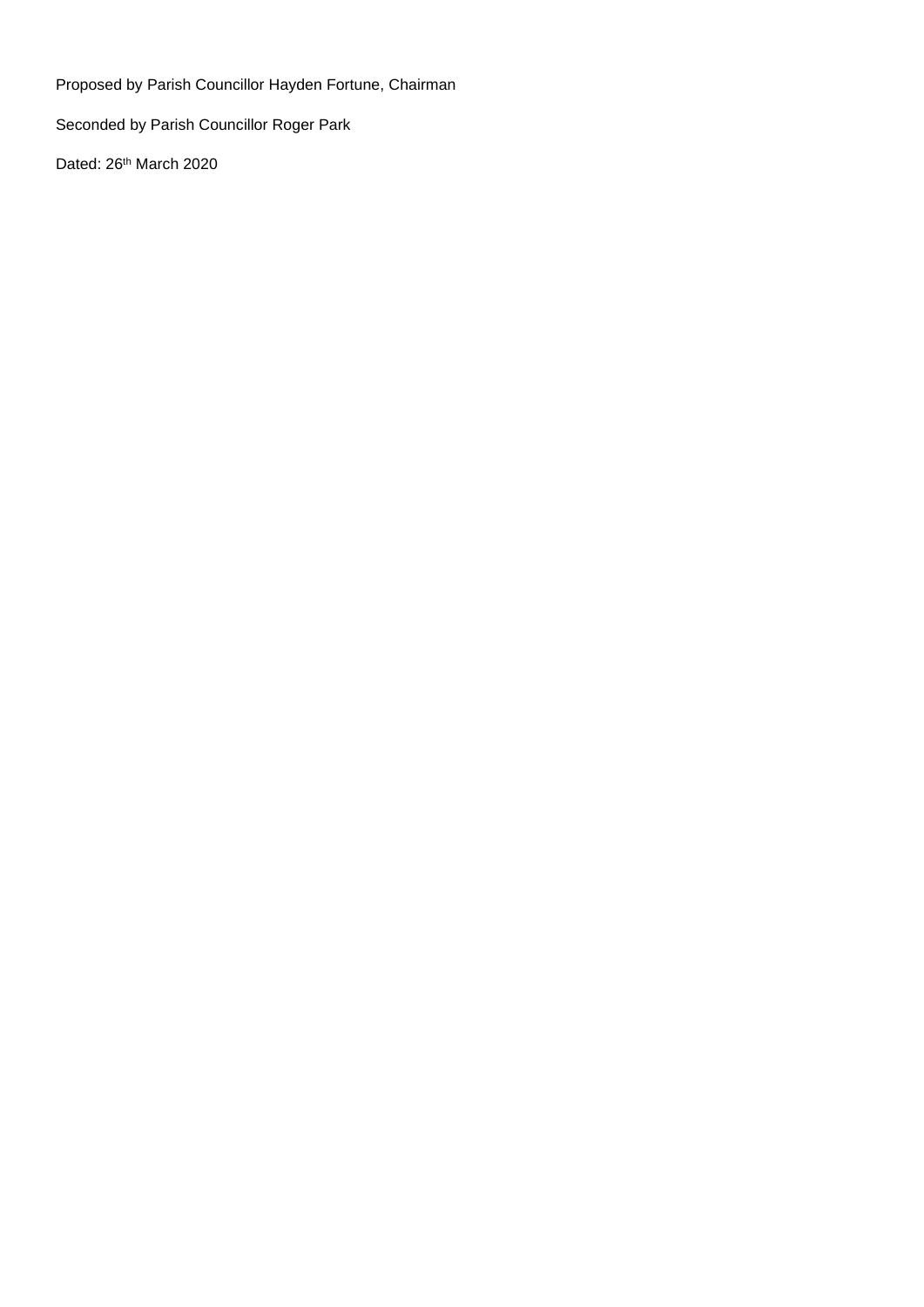Proposed by Parish Councillor Hayden Fortune, Chairman

Seconded by Parish Councillor Roger Park

Dated: 26th March 2020